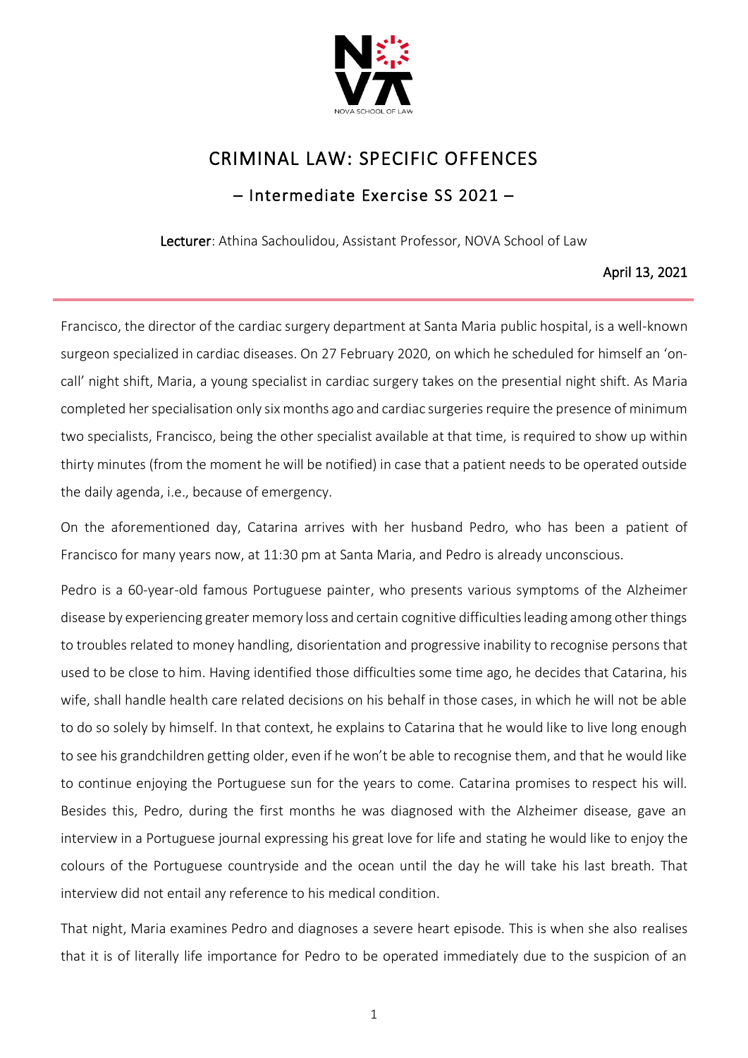# CRIMINAL LAW: SPECIFIC OFFENCES

## – Intermediate Exercise SS 2021 –

**Lecturer**: Athina Sachoulidou, Assistant Professor, NOVA School of Law

April 13, 2021

---

Francisco, the director of the cardiac surgery department at Santa Maria public hospital, is a well-known surgeon specialized in cardiac diseases. On 27 February 2020, on which he scheduled for himself an 'on-call' night shift, Maria, a young specialist in cardiac surgery takes on the presential night shift. As Maria completed her specialisation only six months ago and cardiac surgeries require the presence of minimum two specialists, Francisco, being the other specialist available at that time, is required to show up within thirty minutes (from the moment he will be notified) in case that a patient needs to be operated outside the daily agenda, i.e., because of emergency.

On the aforementioned day, Catarina arrives with her husband Pedro, who has been a patient of Francisco for many years now, at 11:30 pm at Santa Maria, and Pedro is already unconscious.

Pedro is a 60-year-old famous Portuguese painter, who presents various symptoms of the Alzheimer disease by experiencing greater memory loss and certain cognitive difficulties leading among other things to troubles related to money handling, disorientation and progressive inability to recognise persons that used to be close to him. Having identified those difficulties some time ago, he decides that Catarina, his wife, shall handle health care related decisions on his behalf in those cases, in which he will not be able to do so solely by himself. In that context, he explains to Catarina that he would like to live long enough to see his grandchildren getting older, even if he won't be able to recognise them, and that he would like to continue enjoying the Portuguese sun for the years to come. Catarina promises to respect his will. Besides this, Pedro, during the first months he was diagnosed with the Alzheimer disease, gave an interview in a Portuguese journal expressing his great love for life and stating he would like to enjoy the colours of the Portuguese countryside and the ocean until the day he will take his last breath. That interview did not entail any reference to his medical condition.

That night, Maria examines Pedro and diagnoses a severe heart episode. This is when she also realises that it is of literally life importance for Pedro to be operated immediately due to the suspicion of an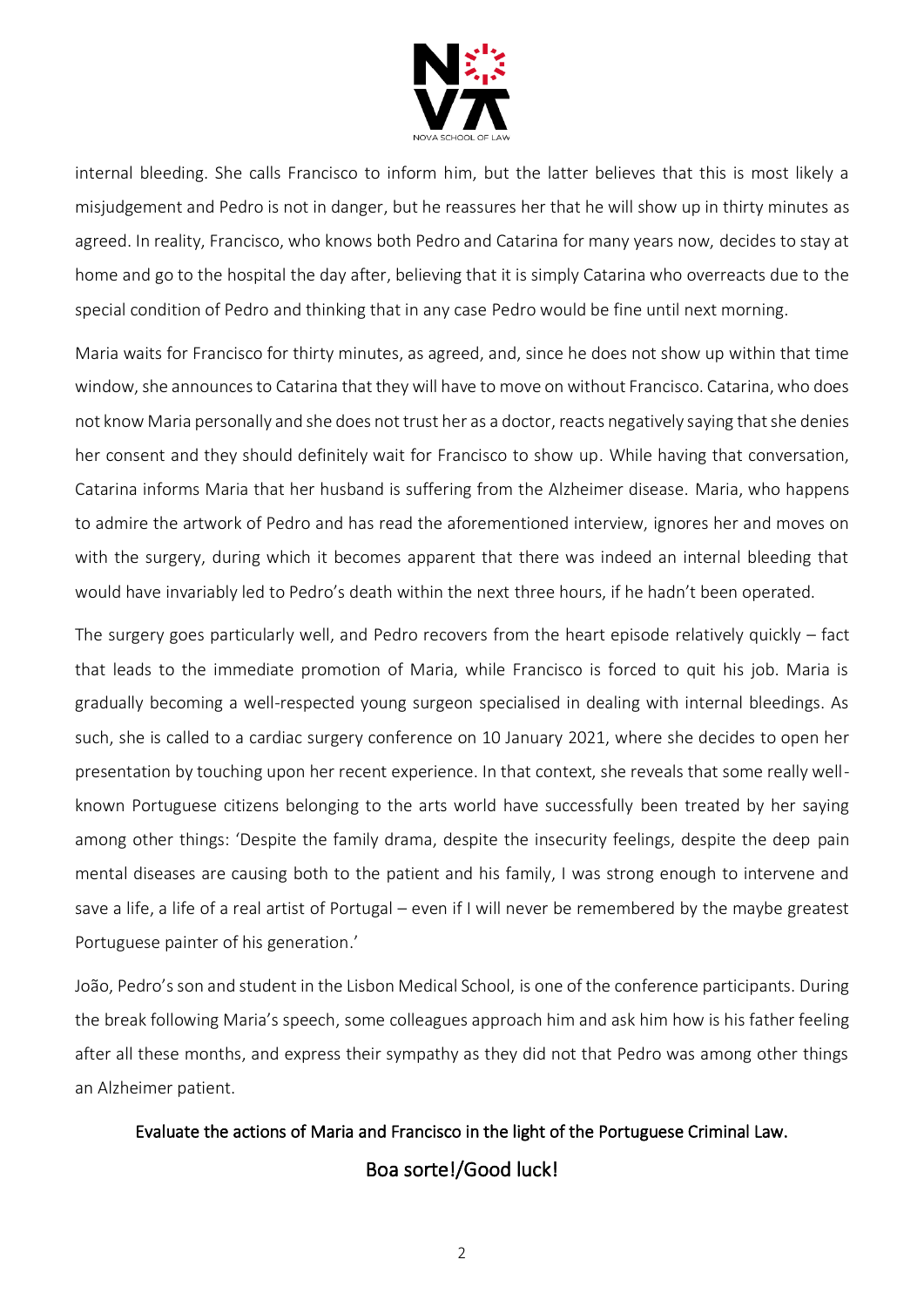internal bleeding. She calls Francisco to inform him, but the latter believes that this is most likely a misjudgement and Pedro is not in danger, but he reassures her that he will show up in thirty minutes as agreed. In reality, Francisco, who knows both Pedro and Catarina for many years now, decides to stay at home and go to the hospital the day after, believing that it is simply Catarina who overreacts due to the special condition of Pedro and thinking that in any case Pedro would be fine until next morning.

Maria waits for Francisco for thirty minutes, as agreed, and, since he does not show up within that time window, she announces to Catarina that they will have to move on without Francisco. Catarina, who does not know Maria personally and she does not trust her as a doctor, reacts negatively saying that she denies her consent and they should definitely wait for Francisco to show up. While having that conversation, Catarina informs Maria that her husband is suffering from the Alzheimer disease. Maria, who happens to admire the artwork of Pedro and has read the aforementioned interview, ignores her and moves on with the surgery, during which it becomes apparent that there was indeed an internal bleeding that would have invariably led to Pedro's death within the next three hours, if he hadn't been operated.

The surgery goes particularly well, and Pedro recovers from the heart episode relatively quickly – fact that leads to the immediate promotion of Maria, while Francisco is forced to quit his job. Maria is gradually becoming a well-respected young surgeon specialised in dealing with internal bleedings. As such, she is called to a cardiac surgery conference on 10 January 2021, where she decides to open her presentation by touching upon her recent experience. In that context, she reveals that some really well-known Portuguese citizens belonging to the arts world have successfully been treated by her saying among other things: 'Despite the family drama, despite the insecurity feelings, despite the deep pain mental diseases are causing both to the patient and his family, I was strong enough to intervene and save a life, a life of a real artist of Portugal – even if I will never be remembered by the maybe greatest Portuguese painter of his generation.'

João, Pedro's son and student in the Lisbon Medical School, is one of the conference participants. During the break following Maria's speech, some colleagues approach him and ask him how is his father feeling after all these months, and express their sympathy as they did not that Pedro was among other things an Alzheimer patient.

Evaluate the actions of Maria and Francisco in the light of the Portuguese Criminal Law.

Boa sorte!/Good luck!